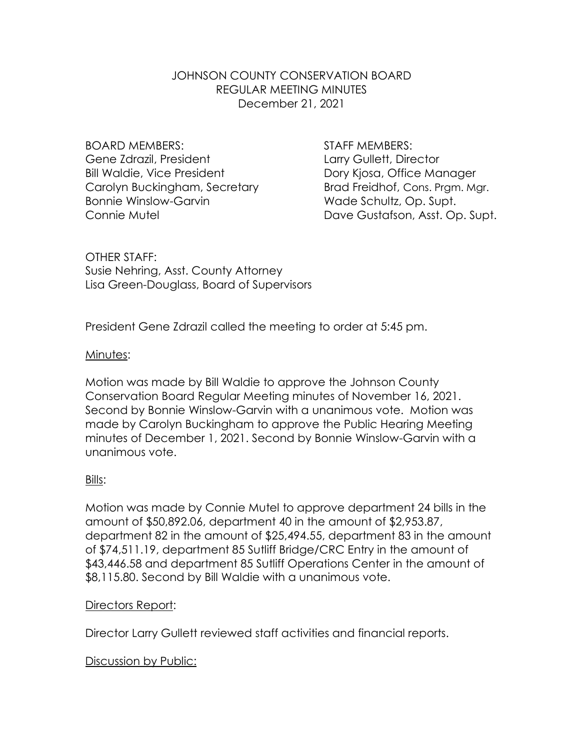# JOHNSON COUNTY CONSERVATION BOARD
## REGULAR MEETING MINUTES
December 21, 2021

| BOARD MEMBERS: | STAFF MEMBERS: |
|---|---|
| Gene Zdrazil, President | Larry Gullett, Director |
| Bill Waldie, Vice President | Dory Kjosa, Office Manager |
| Carolyn Buckingham, Secretary | Brad Freidhof, Cons. Prgm. Mgr. |
| Bonnie Winslow-Garvin | Wade Schultz, Op. Supt. |
| Connie Mutel | Dave Gustafson, Asst. Op. Supt. |

OTHER STAFF:
Susie Nehring, Asst. County Attorney
Lisa Green-Douglass, Board of Supervisors

President Gene Zdrazil called the meeting to order at 5:45 pm.

Minutes:

Motion was made by Bill Waldie to approve the Johnson County Conservation Board Regular Meeting minutes of November 16, 2021. Second by Bonnie Winslow-Garvin with a unanimous vote. Motion was made by Carolyn Buckingham to approve the Public Hearing Meeting minutes of December 1, 2021. Second by Bonnie Winslow-Garvin with a unanimous vote.

Bills:

Motion was made by Connie Mutel to approve department 24 bills in the amount of $50,892.06, department 40 in the amount of $2,953.87, department 82 in the amount of $25,494.55, department 83 in the amount of $74,511.19, department 85 Sutliff Bridge/CRC Entry in the amount of $43,446.58 and department 85 Sutliff Operations Center in the amount of $8,115.80. Second by Bill Waldie with a unanimous vote.

Directors Report:

Director Larry Gullett reviewed staff activities and financial reports.

Discussion by Public: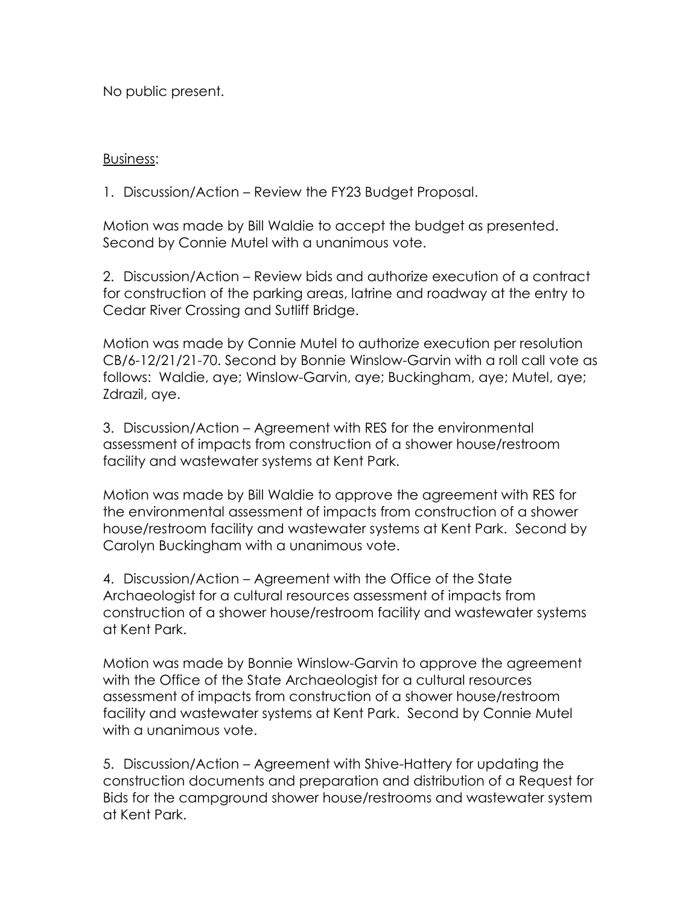No public present.

Business:

1. Discussion/Action – Review the FY23 Budget Proposal.

Motion was made by Bill Waldie to accept the budget as presented. Second by Connie Mutel with a unanimous vote.

2. Discussion/Action – Review bids and authorize execution of a contract for construction of the parking areas, latrine and roadway at the entry to Cedar River Crossing and Sutliff Bridge.

Motion was made by Connie Mutel to authorize execution per resolution CB/6-12/21/21-70. Second by Bonnie Winslow-Garvin with a roll call vote as follows: Waldie, aye; Winslow-Garvin, aye; Buckingham, aye; Mutel, aye; Zdrazil, aye.

3. Discussion/Action – Agreement with RES for the environmental assessment of impacts from construction of a shower house/restroom facility and wastewater systems at Kent Park.

Motion was made by Bill Waldie to approve the agreement with RES for the environmental assessment of impacts from construction of a shower house/restroom facility and wastewater systems at Kent Park. Second by Carolyn Buckingham with a unanimous vote.

4. Discussion/Action – Agreement with the Office of the State Archaeologist for a cultural resources assessment of impacts from construction of a shower house/restroom facility and wastewater systems at Kent Park.

Motion was made by Bonnie Winslow-Garvin to approve the agreement with the Office of the State Archaeologist for a cultural resources assessment of impacts from construction of a shower house/restroom facility and wastewater systems at Kent Park. Second by Connie Mutel with a unanimous vote.

5. Discussion/Action – Agreement with Shive-Hattery for updating the construction documents and preparation and distribution of a Request for Bids for the campground shower house/restrooms and wastewater system at Kent Park.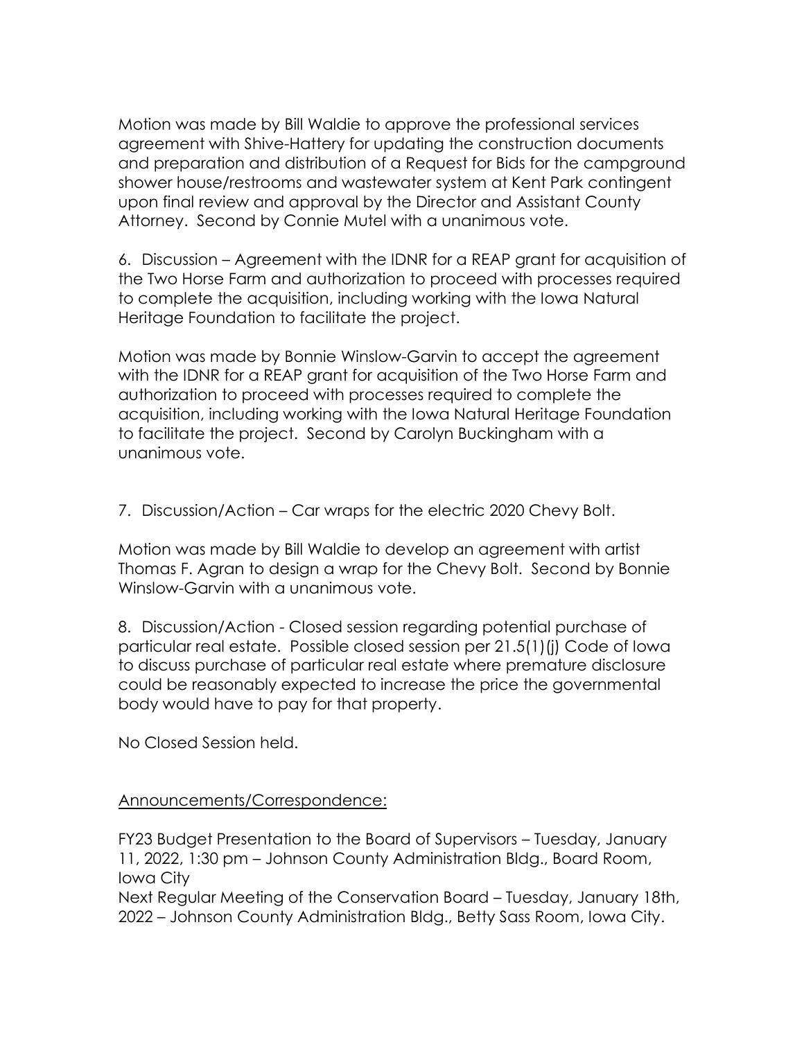Motion was made by Bill Waldie to approve the professional services agreement with Shive-Hattery for updating the construction documents and preparation and distribution of a Request for Bids for the campground shower house/restrooms and wastewater system at Kent Park contingent upon final review and approval by the Director and Assistant County Attorney. Second by Connie Mutel with a unanimous vote.

6. Discussion – Agreement with the IDNR for a REAP grant for acquisition of the Two Horse Farm and authorization to proceed with processes required to complete the acquisition, including working with the Iowa Natural Heritage Foundation to facilitate the project.

Motion was made by Bonnie Winslow-Garvin to accept the agreement with the IDNR for a REAP grant for acquisition of the Two Horse Farm and authorization to proceed with processes required to complete the acquisition, including working with the Iowa Natural Heritage Foundation to facilitate the project. Second by Carolyn Buckingham with a unanimous vote.

7. Discussion/Action – Car wraps for the electric 2020 Chevy Bolt.

Motion was made by Bill Waldie to develop an agreement with artist Thomas F. Agran to design a wrap for the Chevy Bolt. Second by Bonnie Winslow-Garvin with a unanimous vote.

8. Discussion/Action - Closed session regarding potential purchase of particular real estate. Possible closed session per 21.5(1)(j) Code of Iowa to discuss purchase of particular real estate where premature disclosure could be reasonably expected to increase the price the governmental body would have to pay for that property.

No Closed Session held.

Announcements/Correspondence:

FY23 Budget Presentation to the Board of Supervisors – Tuesday, January 11, 2022, 1:30 pm – Johnson County Administration Bldg., Board Room, Iowa City
Next Regular Meeting of the Conservation Board – Tuesday, January 18th, 2022 – Johnson County Administration Bldg., Betty Sass Room, Iowa City.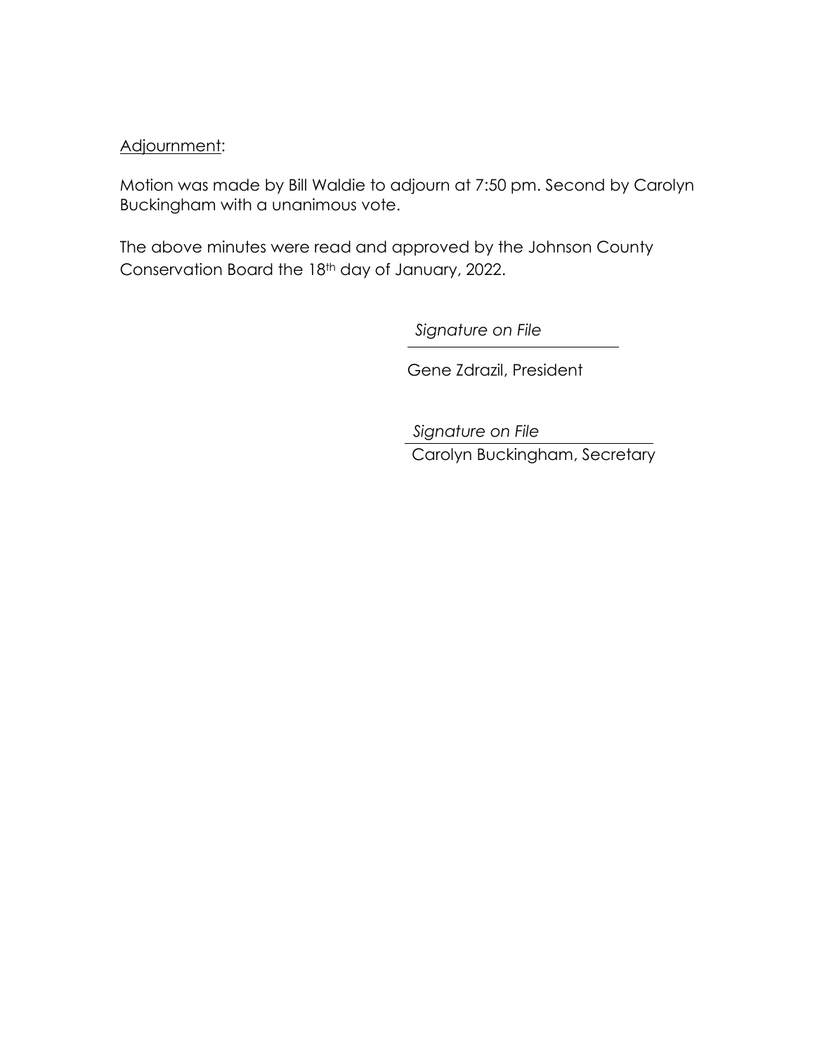Adjournment:

Motion was made by Bill Waldie to adjourn at 7:50 pm. Second by Carolyn Buckingham with a unanimous vote.

The above minutes were read and approved by the Johnson County Conservation Board the 18th day of January, 2022.

*Signature on File*

Gene Zdrazil, President

*Signature on File*

Carolyn Buckingham, Secretary